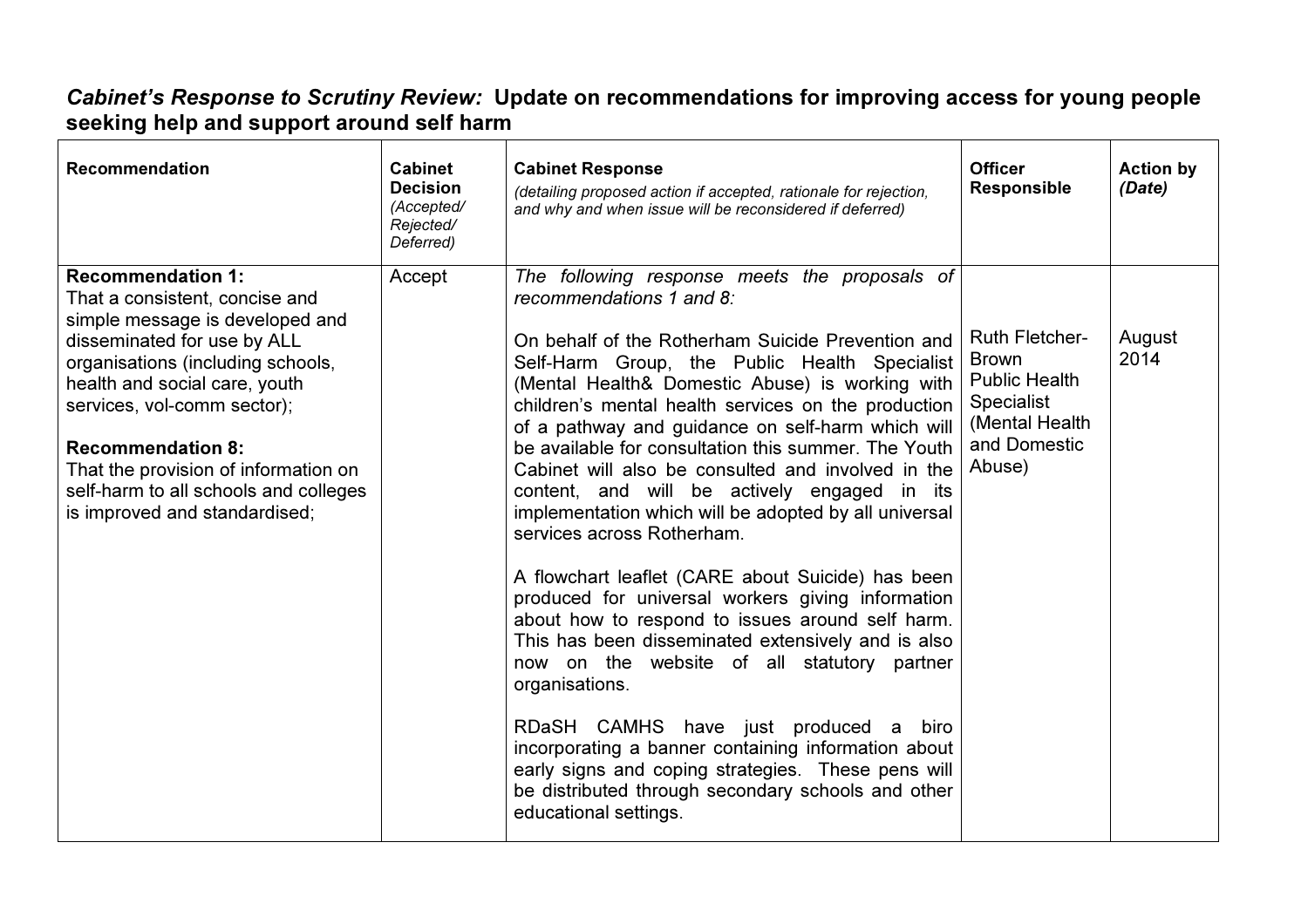***Cabinet's Response to Scrutiny Review:* Update on recommendations for improving access for young people seeking help and support around self harm**

| **Recommendation** | **Cabinet Decision** *(Accepted/ Rejected/ Deferred)* | **Cabinet Response** *(detailing proposed action if accepted, rationale for rejection, and why and when issue will be reconsidered if deferred)* | **Officer Responsible** | **Action by** *(Date)* |
|---|---|---|---|---|
| **Recommendation 1:** That a consistent, concise and simple message is developed and disseminated for use by ALL organisations (including schools, health and social care, youth services, vol-comm sector);<br><br>**Recommendation 8:** That the provision of information on self-harm to all schools and colleges is improved and standardised; | Accept | *The following response meets the proposals of recommendations 1 and 8:*<br><br>On behalf of the Rotherham Suicide Prevention and Self-Harm Group, the Public Health Specialist (Mental Health& Domestic Abuse) is working with children's mental health services on the production of a pathway and guidance on self-harm which will be available for consultation this summer. The Youth Cabinet will also be consulted and involved in the content, and will be actively engaged in its implementation which will be adopted by all universal services across Rotherham.<br><br>A flowchart leaflet (CARE about Suicide) has been produced for universal workers giving information about how to respond to issues around self harm. This has been disseminated extensively and is also now on the website of all statutory partner organisations.<br><br>RDaSH CAMHS have just produced a biro incorporating a banner containing information about early signs and coping strategies. These pens will be distributed through secondary schools and other educational settings. | Ruth Fletcher-Brown Public Health Specialist (Mental Health and Domestic Abuse) | August 2014 |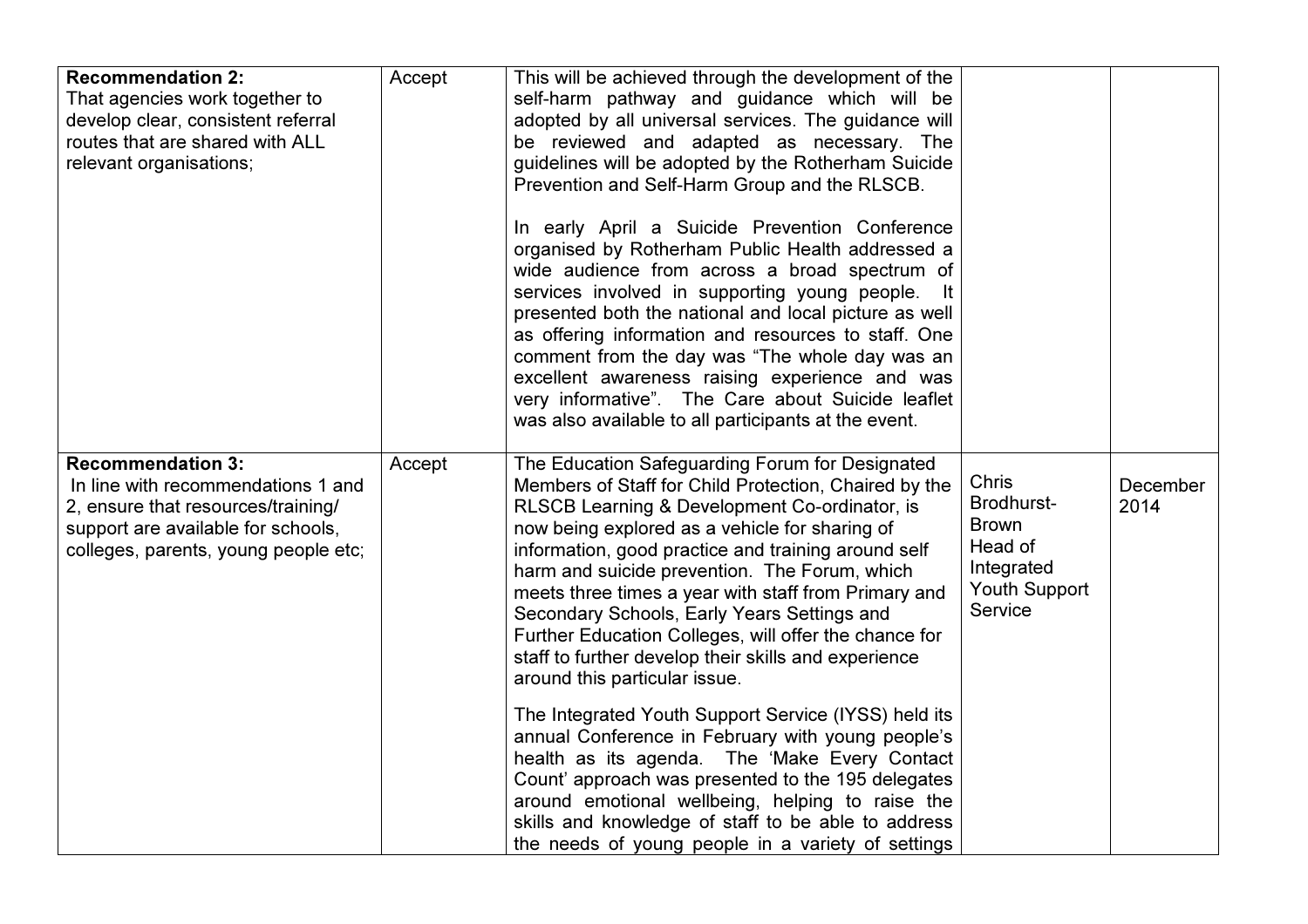| | | | | |
|---|---|---|---|---|
| **Recommendation 2:** That agencies work together to develop clear, consistent referral routes that are shared with ALL relevant organisations; | Accept | This will be achieved through the development of the self-harm pathway and guidance which will be adopted by all universal services. The guidance will be reviewed and adapted as necessary. The guidelines will be adopted by the Rotherham Suicide Prevention and Self-Harm Group and the RLSCB.<br><br>In early April a Suicide Prevention Conference organised by Rotherham Public Health addressed a wide audience from across a broad spectrum of services involved in supporting young people. It presented both the national and local picture as well as offering information and resources to staff. One comment from the day was "The whole day was an excellent awareness raising experience and was very informative". The Care about Suicide leaflet was also available to all participants at the event. | | |
| **Recommendation 3:** In line with recommendations 1 and 2, ensure that resources/training/ support are available for schools, colleges, parents, young people etc; | Accept | The Education Safeguarding Forum for Designated Members of Staff for Child Protection, Chaired by the RLSCB Learning & Development Co-ordinator, is now being explored as a vehicle for sharing of information, good practice and training around self harm and suicide prevention. The Forum, which meets three times a year with staff from Primary and Secondary Schools, Early Years Settings and Further Education Colleges, will offer the chance for staff to further develop their skills and experience around this particular issue.<br><br>The Integrated Youth Support Service (IYSS) held its annual Conference in February with young people's health as its agenda. The 'Make Every Contact Count' approach was presented to the 195 delegates around emotional wellbeing, helping to raise the skills and knowledge of staff to be able to address the needs of young people in a variety of settings | Chris Brodhurst-Brown Head of Integrated Youth Support Service | December 2014 |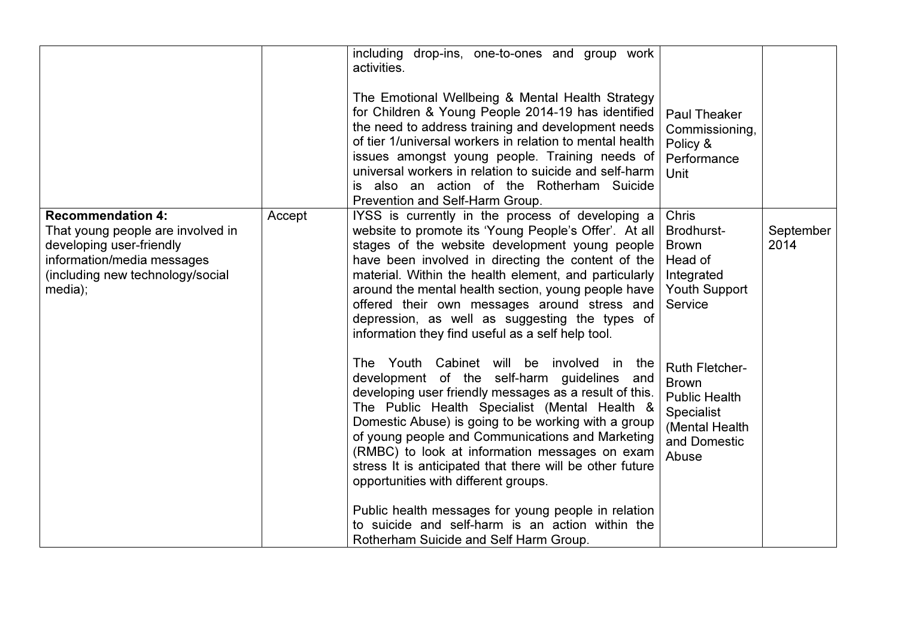| | | | | |
|---|---|---|---|---|
| | | including drop-ins, one-to-ones and group work activities.<br><br>The Emotional Wellbeing & Mental Health Strategy for Children & Young People 2014-19 has identified the need to address training and development needs of tier 1/universal workers in relation to mental health issues amongst young people. Training needs of universal workers in relation to suicide and self-harm is also an action of the Rotherham Suicide Prevention and Self-Harm Group. | Paul Theaker Commissioning, Policy & Performance Unit | |
| **Recommendation 4:**<br>That young people are involved in developing user-friendly information/media messages (including new technology/social media); | Accept | IYSS is currently in the process of developing a website to promote its 'Young People's Offer'. At all stages of the website development young people have been involved in directing the content of the material. Within the health element, and particularly around the mental health section, young people have offered their own messages around stress and depression, as well as suggesting the types of information they find useful as a self help tool.<br><br>The Youth Cabinet will be involved in the development of the self-harm guidelines and developing user friendly messages as a result of this. The Public Health Specialist (Mental Health & Domestic Abuse) is going to be working with a group of young people and Communications and Marketing (RMBC) to look at information messages on exam stress It is anticipated that there will be other future opportunities with different groups.<br><br>Public health messages for young people in relation to suicide and self-harm is an action within the Rotherham Suicide and Self Harm Group. | Chris Brodhurst-Brown Head of Integrated Youth Support Service<br><br>Ruth Fletcher-Brown Public Health Specialist (Mental Health and Domestic Abuse | September 2014 |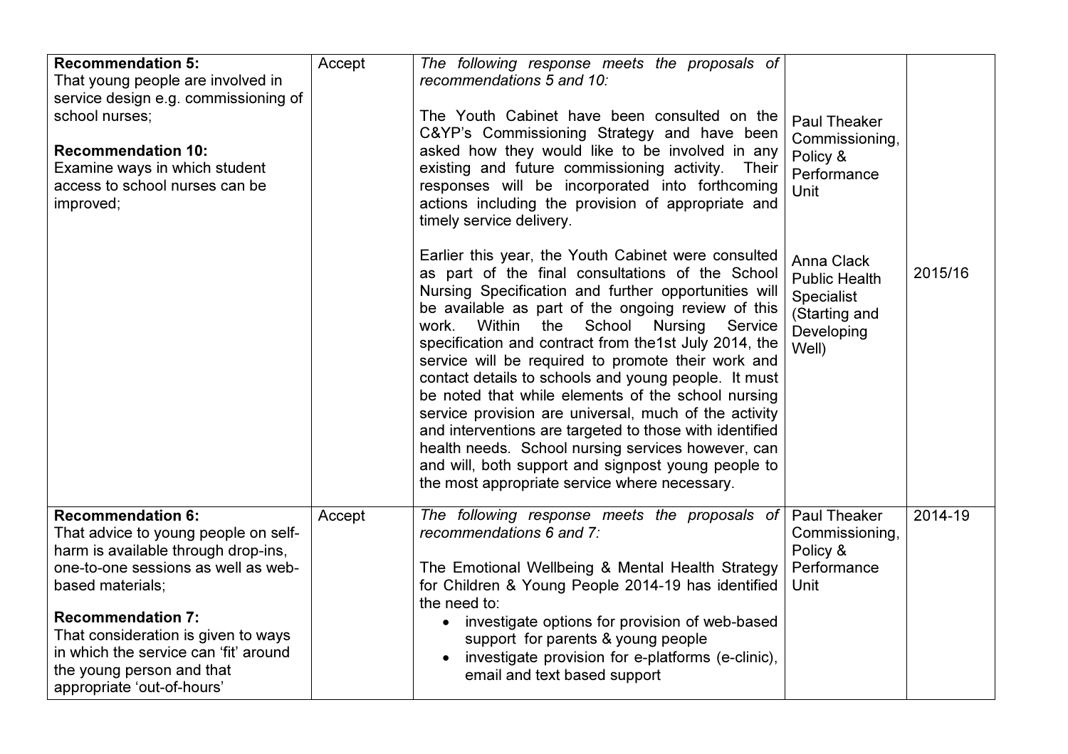| | | | | |
|---|---|---|---|---|
| **Recommendation 5:** That young people are involved in service design e.g. commissioning of school nurses;<br><br>**Recommendation 10:** Examine ways in which student access to school nurses can be improved; | Accept | *The following response meets the proposals of recommendations 5 and 10:*<br><br>The Youth Cabinet have been consulted on the C&YP's Commissioning Strategy and have been asked how they would like to be involved in any existing and future commissioning activity. Their responses will be incorporated into forthcoming actions including the provision of appropriate and timely service delivery.<br><br>Earlier this year, the Youth Cabinet were consulted as part of the final consultations of the School Nursing Specification and further opportunities will be available as part of the ongoing review of this work. Within the School Nursing Service specification and contract from the1st July 2014, the service will be required to promote their work and contact details to schools and young people. It must be noted that while elements of the school nursing service provision are universal, much of the activity and interventions are targeted to those with identified health needs. School nursing services however, can and will, both support and signpost young people to the most appropriate service where necessary. | Paul Theaker Commissioning, Policy & Performance Unit<br><br>Anna Clack Public Health Specialist (Starting and Developing Well) | 2015/16 |
| **Recommendation 6:** That advice to young people on self-harm is available through drop-ins, one-to-one sessions as well as web-based materials;<br><br>**Recommendation 7:** That consideration is given to ways in which the service can 'fit' around the young person and that appropriate 'out-of-hours' | Accept | *The following response meets the proposals of recommendations 6 and 7:*<br><br>The Emotional Wellbeing & Mental Health Strategy for Children & Young People 2014-19 has identified the need to:<br>• investigate options for provision of web-based support for parents & young people<br>• investigate provision for e-platforms (e-clinic), email and text based support | Paul Theaker Commissioning, Policy & Performance Unit | 2014-19 |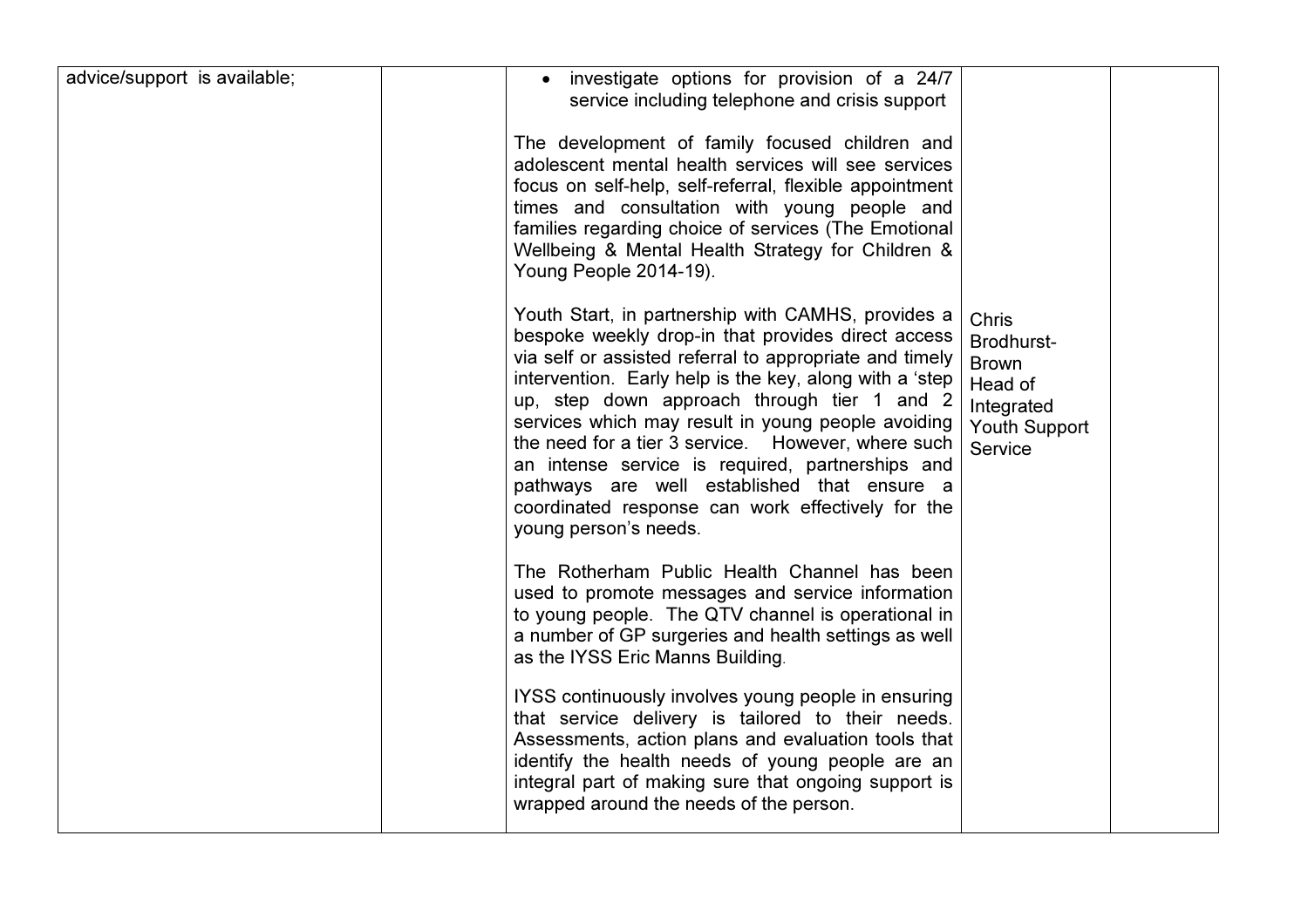| | | | | |
|---|---|---|---|---|
| advice/support is available; | | • investigate options for provision of a 24/7 service including telephone and crisis support<br><br>The development of family focused children and adolescent mental health services will see services focus on self-help, self-referral, flexible appointment times and consultation with young people and families regarding choice of services (The Emotional Wellbeing & Mental Health Strategy for Children & Young People 2014-19).<br><br>Youth Start, in partnership with CAMHS, provides a bespoke weekly drop-in that provides direct access via self or assisted referral to appropriate and timely intervention. Early help is the key, along with a 'step up, step down approach through tier 1 and 2 services which may result in young people avoiding the need for a tier 3 service. However, where such an intense service is required, partnerships and pathways are well established that ensure a coordinated response can work effectively for the young person's needs.<br><br>The Rotherham Public Health Channel has been used to promote messages and service information to young people. The QTV channel is operational in a number of GP surgeries and health settings as well as the IYSS Eric Manns Building.<br><br>IYSS continuously involves young people in ensuring that service delivery is tailored to their needs. Assessments, action plans and evaluation tools that identify the health needs of young people are an integral part of making sure that ongoing support is wrapped around the needs of the person. | Chris Brodhurst-Brown Head of Integrated Youth Support Service | |